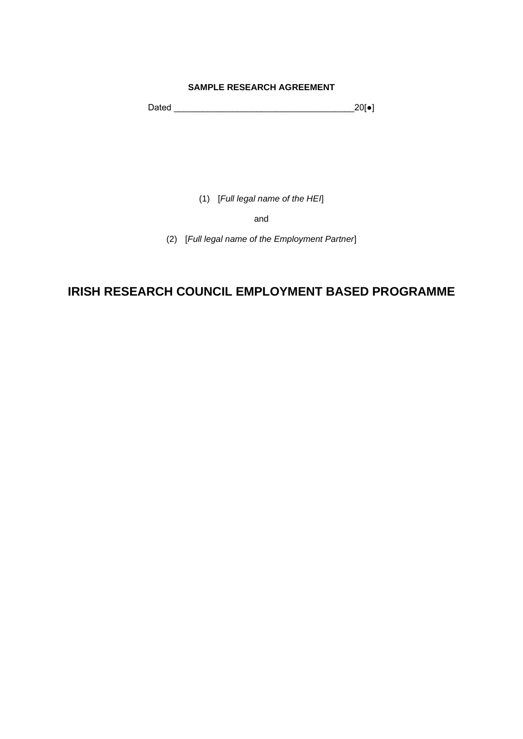**SAMPLE RESEARCH AGREEMENT**

Dated ____________________________________20[●]

(1) [*Full legal name of the HEI*]

and

(2) [*Full legal name of the Employment Partner*]

# IRISH RESEARCH COUNCIL EMPLOYMENT BASED PROGRAMME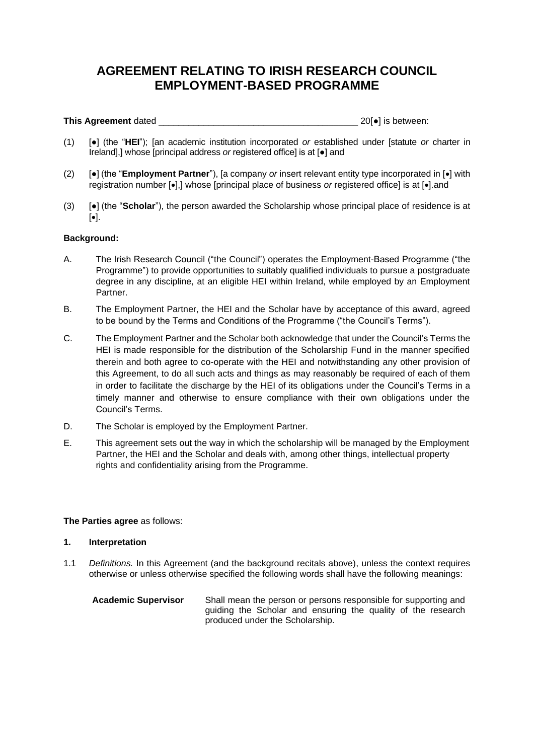# AGREEMENT RELATING TO IRISH RESEARCH COUNCIL EMPLOYMENT-BASED PROGRAMME

**This Agreement** dated ________________________________________ 20[●] is between:

(1) [●] (the "**HEI**"); [an academic institution incorporated *or* established under [statute *or* charter in Ireland],] whose [principal address *or* registered office] is at [●] and

(2) [●] (the "**Employment Partner**"), [a company *or* insert relevant entity type incorporated in [●] with registration number [●],] whose [principal place of business *or* registered office] is at [●].and

(3) [●] (the "**Scholar**"), the person awarded the Scholarship whose principal place of residence is at [●].

**Background:**

A. The Irish Research Council ("the Council") operates the Employment-Based Programme ("the Programme") to provide opportunities to suitably qualified individuals to pursue a postgraduate degree in any discipline, at an eligible HEI within Ireland, while employed by an Employment Partner.

B. The Employment Partner, the HEI and the Scholar have by acceptance of this award, agreed to be bound by the Terms and Conditions of the Programme ("the Council's Terms").

C. The Employment Partner and the Scholar both acknowledge that under the Council's Terms the HEI is made responsible for the distribution of the Scholarship Fund in the manner specified therein and both agree to co-operate with the HEI and notwithstanding any other provision of this Agreement, to do all such acts and things as may reasonably be required of each of them in order to facilitate the discharge by the HEI of its obligations under the Council's Terms in a timely manner and otherwise to ensure compliance with their own obligations under the Council's Terms.

D. The Scholar is employed by the Employment Partner.

E. This agreement sets out the way in which the scholarship will be managed by the Employment Partner, the HEI and the Scholar and deals with, among other things, intellectual property rights and confidentiality arising from the Programme.

**The Parties agree** as follows:

**1. Interpretation**

1.1 *Definitions.* In this Agreement (and the background recitals above), unless the context requires otherwise or unless otherwise specified the following words shall have the following meanings:

| | |
|---|---|
| **Academic Supervisor** | Shall mean the person or persons responsible for supporting and guiding the Scholar and ensuring the quality of the research produced under the Scholarship. |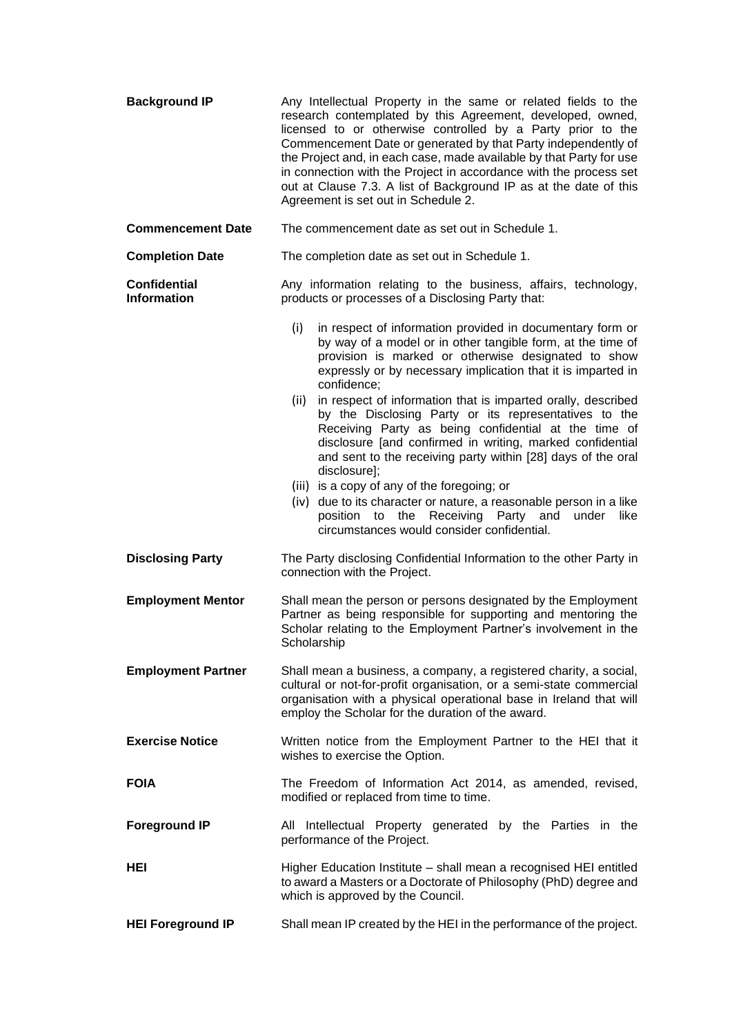| | |
|---|---|
| **Background IP** | Any Intellectual Property in the same or related fields to the research contemplated by this Agreement, developed, owned, licensed to or otherwise controlled by a Party prior to the Commencement Date or generated by that Party independently of the Project and, in each case, made available by that Party for use in connection with the Project in accordance with the process set out at Clause 7.3. A list of Background IP as at the date of this Agreement is set out in Schedule 2. |
| **Commencement Date** | The commencement date as set out in Schedule 1. |
| **Completion Date** | The completion date as set out in Schedule 1. |
| **Confidential Information** | Any information relating to the business, affairs, technology, products or processes of a Disclosing Party that:<br>(i) in respect of information provided in documentary form or by way of a model or in other tangible form, at the time of provision is marked or otherwise designated to show expressly or by necessary implication that it is imparted in confidence;<br>(ii) in respect of information that is imparted orally, described by the Disclosing Party or its representatives to the Receiving Party as being confidential at the time of disclosure [and confirmed in writing, marked confidential and sent to the receiving party within [28] days of the oral disclosure];<br>(iii) is a copy of any of the foregoing; or<br>(iv) due to its character or nature, a reasonable person in a like position to the Receiving Party and under like circumstances would consider confidential. |
| **Disclosing Party** | The Party disclosing Confidential Information to the other Party in connection with the Project. |
| **Employment Mentor** | Shall mean the person or persons designated by the Employment Partner as being responsible for supporting and mentoring the Scholar relating to the Employment Partner's involvement in the Scholarship |
| **Employment Partner** | Shall mean a business, a company, a registered charity, a social, cultural or not-for-profit organisation, or a semi-state commercial organisation with a physical operational base in Ireland that will employ the Scholar for the duration of the award. |
| **Exercise Notice** | Written notice from the Employment Partner to the HEI that it wishes to exercise the Option. |
| **FOIA** | The Freedom of Information Act 2014, as amended, revised, modified or replaced from time to time. |
| **Foreground IP** | All Intellectual Property generated by the Parties in the performance of the Project. |
| **HEI** | Higher Education Institute – shall mean a recognised HEI entitled to award a Masters or a Doctorate of Philosophy (PhD) degree and which is approved by the Council. |
| **HEI Foreground IP** | Shall mean IP created by the HEI in the performance of the project. |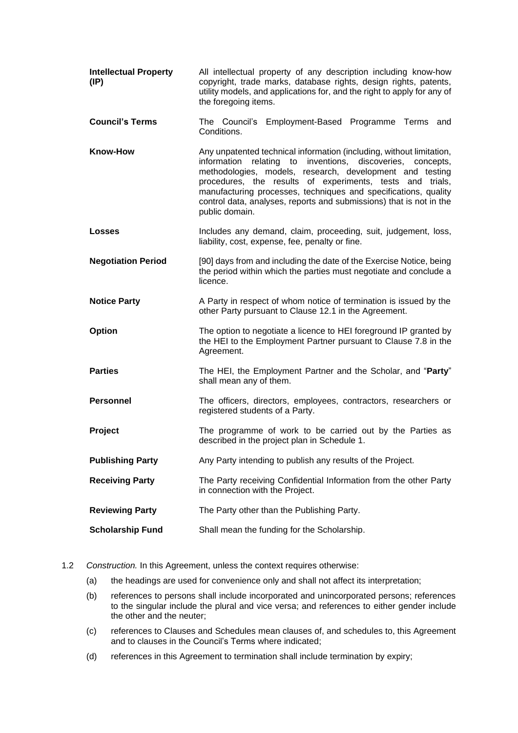| | |
|---|---|
| **Intellectual Property (IP)** | All intellectual property of any description including know-how copyright, trade marks, database rights, design rights, patents, utility models, and applications for, and the right to apply for any of the foregoing items. |
| **Council's Terms** | The Council's Employment-Based Programme Terms and Conditions. |
| **Know-How** | Any unpatented technical information (including, without limitation, information relating to inventions, discoveries, concepts, methodologies, models, research, development and testing procedures, the results of experiments, tests and trials, manufacturing processes, techniques and specifications, quality control data, analyses, reports and submissions) that is not in the public domain. |
| **Losses** | Includes any demand, claim, proceeding, suit, judgement, loss, liability, cost, expense, fee, penalty or fine. |
| **Negotiation Period** | [90] days from and including the date of the Exercise Notice, being the period within which the parties must negotiate and conclude a licence. |
| **Notice Party** | A Party in respect of whom notice of termination is issued by the other Party pursuant to Clause 12.1 in the Agreement. |
| **Option** | The option to negotiate a licence to HEI foreground IP granted by the HEI to the Employment Partner pursuant to Clause 7.8 in the Agreement. |
| **Parties** | The HEI, the Employment Partner and the Scholar, and "**Party**" shall mean any of them. |
| **Personnel** | The officers, directors, employees, contractors, researchers or registered students of a Party. |
| **Project** | The programme of work to be carried out by the Parties as described in the project plan in Schedule 1. |
| **Publishing Party** | Any Party intending to publish any results of the Project. |
| **Receiving Party** | The Party receiving Confidential Information from the other Party in connection with the Project. |
| **Reviewing Party** | The Party other than the Publishing Party. |
| **Scholarship Fund** | Shall mean the funding for the Scholarship. |

1.2 *Construction.* In this Agreement, unless the context requires otherwise:

(a) the headings are used for convenience only and shall not affect its interpretation;

(b) references to persons shall include incorporated and unincorporated persons; references to the singular include the plural and vice versa; and references to either gender include the other and the neuter;

(c) references to Clauses and Schedules mean clauses of, and schedules to, this Agreement and to clauses in the Council's Terms where indicated;

(d) references in this Agreement to termination shall include termination by expiry;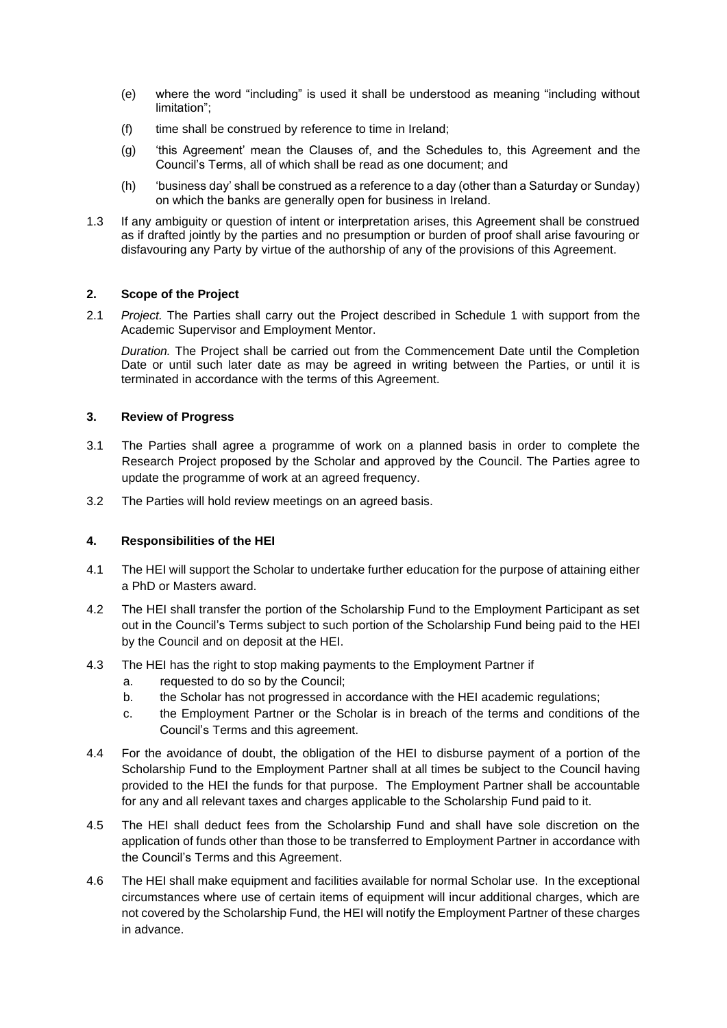(e) where the word "including" is used it shall be understood as meaning "including without limitation";

(f) time shall be construed by reference to time in Ireland;

(g) 'this Agreement' mean the Clauses of, and the Schedules to, this Agreement and the Council's Terms, all of which shall be read as one document; and

(h) 'business day' shall be construed as a reference to a day (other than a Saturday or Sunday) on which the banks are generally open for business in Ireland.

1.3 If any ambiguity or question of intent or interpretation arises, this Agreement shall be construed as if drafted jointly by the parties and no presumption or burden of proof shall arise favouring or disfavouring any Party by virtue of the authorship of any of the provisions of this Agreement.

**2. Scope of the Project**

2.1 *Project.* The Parties shall carry out the Project described in Schedule 1 with support from the Academic Supervisor and Employment Mentor.

*Duration.* The Project shall be carried out from the Commencement Date until the Completion Date or until such later date as may be agreed in writing between the Parties, or until it is terminated in accordance with the terms of this Agreement.

**3. Review of Progress**

3.1 The Parties shall agree a programme of work on a planned basis in order to complete the Research Project proposed by the Scholar and approved by the Council. The Parties agree to update the programme of work at an agreed frequency.

3.2 The Parties will hold review meetings on an agreed basis.

**4. Responsibilities of the HEI**

4.1 The HEI will support the Scholar to undertake further education for the purpose of attaining either a PhD or Masters award.

4.2 The HEI shall transfer the portion of the Scholarship Fund to the Employment Participant as set out in the Council's Terms subject to such portion of the Scholarship Fund being paid to the HEI by the Council and on deposit at the HEI.

4.3 The HEI has the right to stop making payments to the Employment Partner if

a. requested to do so by the Council;

b. the Scholar has not progressed in accordance with the HEI academic regulations;

c. the Employment Partner or the Scholar is in breach of the terms and conditions of the Council's Terms and this agreement.

4.4 For the avoidance of doubt, the obligation of the HEI to disburse payment of a portion of the Scholarship Fund to the Employment Partner shall at all times be subject to the Council having provided to the HEI the funds for that purpose. The Employment Partner shall be accountable for any and all relevant taxes and charges applicable to the Scholarship Fund paid to it.

4.5 The HEI shall deduct fees from the Scholarship Fund and shall have sole discretion on the application of funds other than those to be transferred to Employment Partner in accordance with the Council's Terms and this Agreement.

4.6 The HEI shall make equipment and facilities available for normal Scholar use. In the exceptional circumstances where use of certain items of equipment will incur additional charges, which are not covered by the Scholarship Fund, the HEI will notify the Employment Partner of these charges in advance.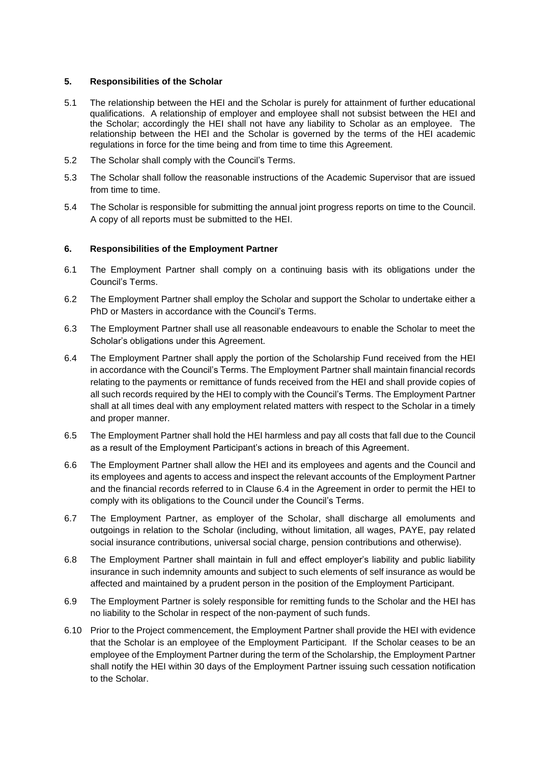## 5. Responsibilities of the Scholar

5.1 The relationship between the HEI and the Scholar is purely for attainment of further educational qualifications. A relationship of employer and employee shall not subsist between the HEI and the Scholar; accordingly the HEI shall not have any liability to Scholar as an employee. The relationship between the HEI and the Scholar is governed by the terms of the HEI academic regulations in force for the time being and from time to time this Agreement.

5.2 The Scholar shall comply with the Council's Terms.

5.3 The Scholar shall follow the reasonable instructions of the Academic Supervisor that are issued from time to time.

5.4 The Scholar is responsible for submitting the annual joint progress reports on time to the Council. A copy of all reports must be submitted to the HEI.

## 6. Responsibilities of the Employment Partner

6.1 The Employment Partner shall comply on a continuing basis with its obligations under the Council's Terms.

6.2 The Employment Partner shall employ the Scholar and support the Scholar to undertake either a PhD or Masters in accordance with the Council's Terms.

6.3 The Employment Partner shall use all reasonable endeavours to enable the Scholar to meet the Scholar's obligations under this Agreement.

6.4 The Employment Partner shall apply the portion of the Scholarship Fund received from the HEI in accordance with the Council's Terms. The Employment Partner shall maintain financial records relating to the payments or remittance of funds received from the HEI and shall provide copies of all such records required by the HEI to comply with the Council's Terms. The Employment Partner shall at all times deal with any employment related matters with respect to the Scholar in a timely and proper manner.

6.5 The Employment Partner shall hold the HEI harmless and pay all costs that fall due to the Council as a result of the Employment Participant's actions in breach of this Agreement.

6.6 The Employment Partner shall allow the HEI and its employees and agents and the Council and its employees and agents to access and inspect the relevant accounts of the Employment Partner and the financial records referred to in Clause 6.4 in the Agreement in order to permit the HEI to comply with its obligations to the Council under the Council's Terms.

6.7 The Employment Partner, as employer of the Scholar, shall discharge all emoluments and outgoings in relation to the Scholar (including, without limitation, all wages, PAYE, pay related social insurance contributions, universal social charge, pension contributions and otherwise).

6.8 The Employment Partner shall maintain in full and effect employer's liability and public liability insurance in such indemnity amounts and subject to such elements of self insurance as would be affected and maintained by a prudent person in the position of the Employment Participant.

6.9 The Employment Partner is solely responsible for remitting funds to the Scholar and the HEI has no liability to the Scholar in respect of the non-payment of such funds.

6.10 Prior to the Project commencement, the Employment Partner shall provide the HEI with evidence that the Scholar is an employee of the Employment Participant. If the Scholar ceases to be an employee of the Employment Partner during the term of the Scholarship, the Employment Partner shall notify the HEI within 30 days of the Employment Partner issuing such cessation notification to the Scholar.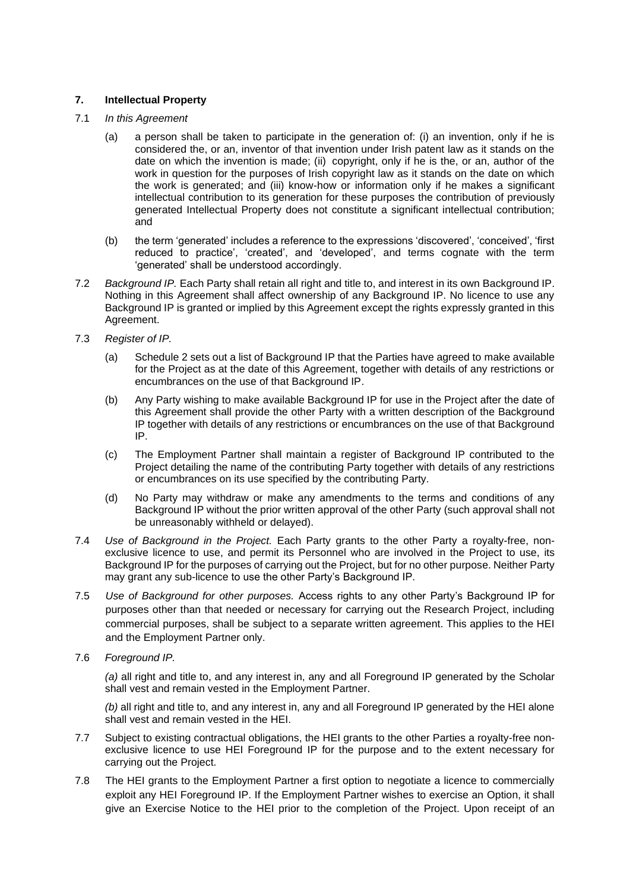## 7. Intellectual Property

7.1 *In this Agreement*

(a) a person shall be taken to participate in the generation of: (i) an invention, only if he is considered the, or an, inventor of that invention under Irish patent law as it stands on the date on which the invention is made; (ii) copyright, only if he is the, or an, author of the work in question for the purposes of Irish copyright law as it stands on the date on which the work is generated; and (iii) know-how or information only if he makes a significant intellectual contribution to its generation for these purposes the contribution of previously generated Intellectual Property does not constitute a significant intellectual contribution; and

(b) the term 'generated' includes a reference to the expressions 'discovered', 'conceived', 'first reduced to practice', 'created', and 'developed', and terms cognate with the term 'generated' shall be understood accordingly.

7.2 *Background IP.* Each Party shall retain all right and title to, and interest in its own Background IP. Nothing in this Agreement shall affect ownership of any Background IP. No licence to use any Background IP is granted or implied by this Agreement except the rights expressly granted in this Agreement.

7.3 *Register of IP.*

(a) Schedule 2 sets out a list of Background IP that the Parties have agreed to make available for the Project as at the date of this Agreement, together with details of any restrictions or encumbrances on the use of that Background IP.

(b) Any Party wishing to make available Background IP for use in the Project after the date of this Agreement shall provide the other Party with a written description of the Background IP together with details of any restrictions or encumbrances on the use of that Background IP.

(c) The Employment Partner shall maintain a register of Background IP contributed to the Project detailing the name of the contributing Party together with details of any restrictions or encumbrances on its use specified by the contributing Party.

(d) No Party may withdraw or make any amendments to the terms and conditions of any Background IP without the prior written approval of the other Party (such approval shall not be unreasonably withheld or delayed).

7.4 *Use of Background in the Project.* Each Party grants to the other Party a royalty-free, non-exclusive licence to use, and permit its Personnel who are involved in the Project to use, its Background IP for the purposes of carrying out the Project, but for no other purpose. Neither Party may grant any sub-licence to use the other Party's Background IP.

7.5 *Use of Background for other purposes.* Access rights to any other Party's Background IP for purposes other than that needed or necessary for carrying out the Research Project, including commercial purposes, shall be subject to a separate written agreement. This applies to the HEI and the Employment Partner only.

7.6 *Foreground IP.*

*(a)* all right and title to, and any interest in, any and all Foreground IP generated by the Scholar shall vest and remain vested in the Employment Partner.

*(b)* all right and title to, and any interest in, any and all Foreground IP generated by the HEI alone shall vest and remain vested in the HEI.

7.7 Subject to existing contractual obligations, the HEI grants to the other Parties a royalty-free non-exclusive licence to use HEI Foreground IP for the purpose and to the extent necessary for carrying out the Project.

7.8 The HEI grants to the Employment Partner a first option to negotiate a licence to commercially exploit any HEI Foreground IP. If the Employment Partner wishes to exercise an Option, it shall give an Exercise Notice to the HEI prior to the completion of the Project. Upon receipt of an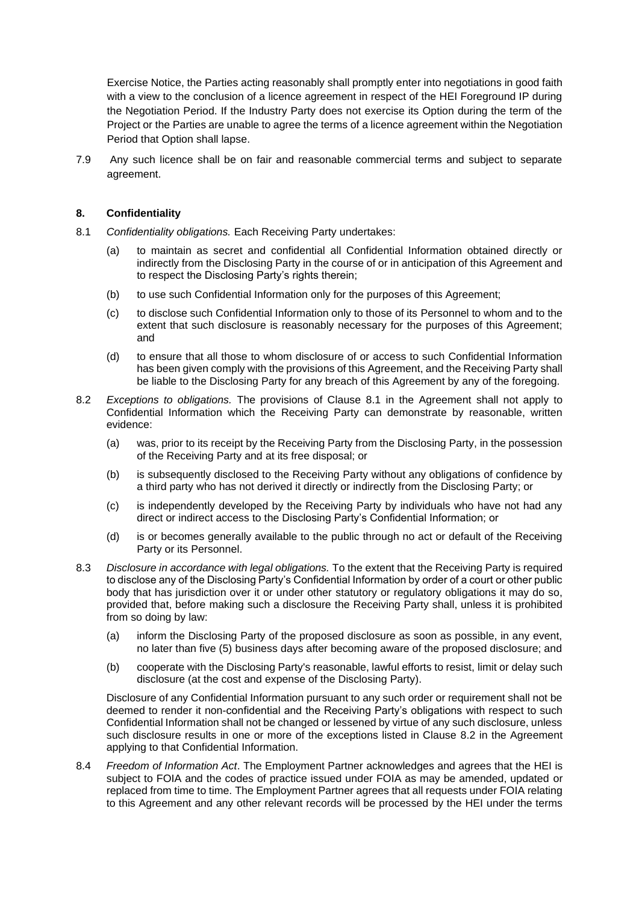Exercise Notice, the Parties acting reasonably shall promptly enter into negotiations in good faith with a view to the conclusion of a licence agreement in respect of the HEI Foreground IP during the Negotiation Period. If the Industry Party does not exercise its Option during the term of the Project or the Parties are unable to agree the terms of a licence agreement within the Negotiation Period that Option shall lapse.

7.9 Any such licence shall be on fair and reasonable commercial terms and subject to separate agreement.

## 8. Confidentiality

8.1 *Confidentiality obligations.* Each Receiving Party undertakes:

(a) to maintain as secret and confidential all Confidential Information obtained directly or indirectly from the Disclosing Party in the course of or in anticipation of this Agreement and to respect the Disclosing Party's rights therein;

(b) to use such Confidential Information only for the purposes of this Agreement;

(c) to disclose such Confidential Information only to those of its Personnel to whom and to the extent that such disclosure is reasonably necessary for the purposes of this Agreement; and

(d) to ensure that all those to whom disclosure of or access to such Confidential Information has been given comply with the provisions of this Agreement, and the Receiving Party shall be liable to the Disclosing Party for any breach of this Agreement by any of the foregoing.

8.2 *Exceptions to obligations.* The provisions of Clause 8.1 in the Agreement shall not apply to Confidential Information which the Receiving Party can demonstrate by reasonable, written evidence:

(a) was, prior to its receipt by the Receiving Party from the Disclosing Party, in the possession of the Receiving Party and at its free disposal; or

(b) is subsequently disclosed to the Receiving Party without any obligations of confidence by a third party who has not derived it directly or indirectly from the Disclosing Party; or

(c) is independently developed by the Receiving Party by individuals who have not had any direct or indirect access to the Disclosing Party's Confidential Information; or

(d) is or becomes generally available to the public through no act or default of the Receiving Party or its Personnel.

8.3 *Disclosure in accordance with legal obligations.* To the extent that the Receiving Party is required to disclose any of the Disclosing Party's Confidential Information by order of a court or other public body that has jurisdiction over it or under other statutory or regulatory obligations it may do so, provided that, before making such a disclosure the Receiving Party shall, unless it is prohibited from so doing by law:

(a) inform the Disclosing Party of the proposed disclosure as soon as possible, in any event, no later than five (5) business days after becoming aware of the proposed disclosure; and

(b) cooperate with the Disclosing Party's reasonable, lawful efforts to resist, limit or delay such disclosure (at the cost and expense of the Disclosing Party).

Disclosure of any Confidential Information pursuant to any such order or requirement shall not be deemed to render it non-confidential and the Receiving Party's obligations with respect to such Confidential Information shall not be changed or lessened by virtue of any such disclosure, unless such disclosure results in one or more of the exceptions listed in Clause 8.2 in the Agreement applying to that Confidential Information.

8.4 *Freedom of Information Act*. The Employment Partner acknowledges and agrees that the HEI is subject to FOIA and the codes of practice issued under FOIA as may be amended, updated or replaced from time to time. The Employment Partner agrees that all requests under FOIA relating to this Agreement and any other relevant records will be processed by the HEI under the terms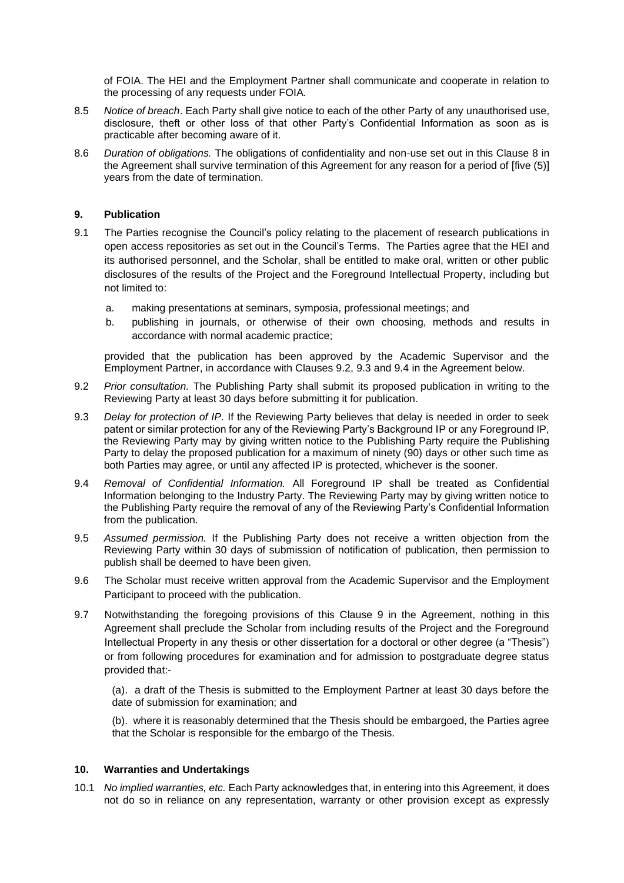of FOIA. The HEI and the Employment Partner shall communicate and cooperate in relation to the processing of any requests under FOIA.

8.5 *Notice of breach*. Each Party shall give notice to each of the other Party of any unauthorised use, disclosure, theft or other loss of that other Party's Confidential Information as soon as is practicable after becoming aware of it.

8.6 *Duration of obligations.* The obligations of confidentiality and non-use set out in this Clause 8 in the Agreement shall survive termination of this Agreement for any reason for a period of [five (5)] years from the date of termination.

## 9. Publication

9.1 The Parties recognise the Council's policy relating to the placement of research publications in open access repositories as set out in the Council's Terms. The Parties agree that the HEI and its authorised personnel, and the Scholar, shall be entitled to make oral, written or other public disclosures of the results of the Project and the Foreground Intellectual Property, including but not limited to:

a. making presentations at seminars, symposia, professional meetings; and

b. publishing in journals, or otherwise of their own choosing, methods and results in accordance with normal academic practice;

provided that the publication has been approved by the Academic Supervisor and the Employment Partner, in accordance with Clauses 9.2, 9.3 and 9.4 in the Agreement below.

9.2 *Prior consultation.* The Publishing Party shall submit its proposed publication in writing to the Reviewing Party at least 30 days before submitting it for publication.

9.3 *Delay for protection of IP.* If the Reviewing Party believes that delay is needed in order to seek patent or similar protection for any of the Reviewing Party's Background IP or any Foreground IP, the Reviewing Party may by giving written notice to the Publishing Party require the Publishing Party to delay the proposed publication for a maximum of ninety (90) days or other such time as both Parties may agree, or until any affected IP is protected, whichever is the sooner.

9.4 *Removal of Confidential Information.* All Foreground IP shall be treated as Confidential Information belonging to the Industry Party. The Reviewing Party may by giving written notice to the Publishing Party require the removal of any of the Reviewing Party's Confidential Information from the publication.

9.5 *Assumed permission.* If the Publishing Party does not receive a written objection from the Reviewing Party within 30 days of submission of notification of publication, then permission to publish shall be deemed to have been given.

9.6 The Scholar must receive written approval from the Academic Supervisor and the Employment Participant to proceed with the publication.

9.7 Notwithstanding the foregoing provisions of this Clause 9 in the Agreement, nothing in this Agreement shall preclude the Scholar from including results of the Project and the Foreground Intellectual Property in any thesis or other dissertation for a doctoral or other degree (a "Thesis") or from following procedures for examination and for admission to postgraduate degree status provided that:-

(a). a draft of the Thesis is submitted to the Employment Partner at least 30 days before the date of submission for examination; and

(b). where it is reasonably determined that the Thesis should be embargoed, the Parties agree that the Scholar is responsible for the embargo of the Thesis.

## 10. Warranties and Undertakings

10.1 *No implied warranties, etc.* Each Party acknowledges that, in entering into this Agreement, it does not do so in reliance on any representation, warranty or other provision except as expressly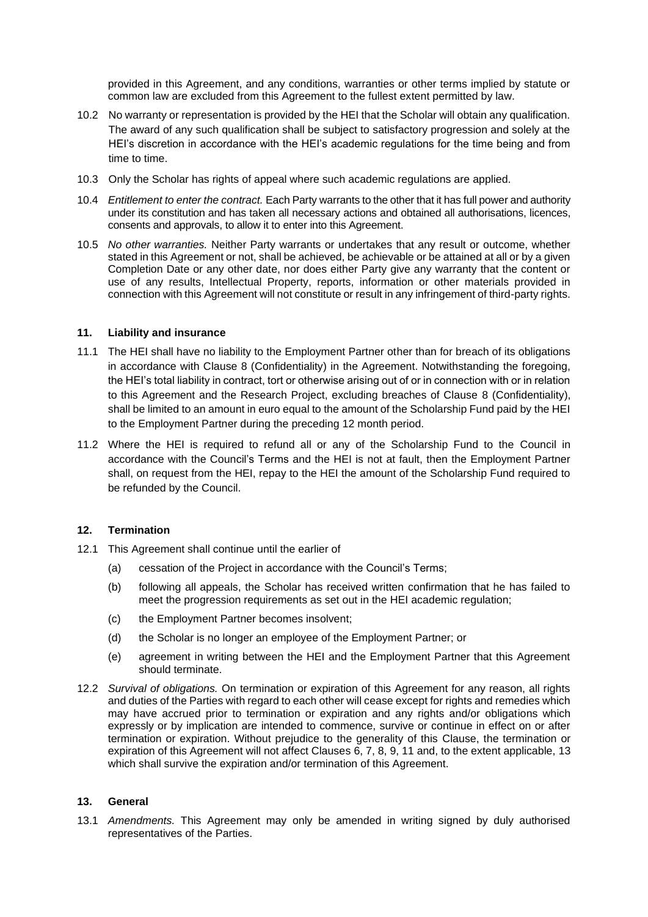provided in this Agreement, and any conditions, warranties or other terms implied by statute or common law are excluded from this Agreement to the fullest extent permitted by law.

10.2 No warranty or representation is provided by the HEI that the Scholar will obtain any qualification. The award of any such qualification shall be subject to satisfactory progression and solely at the HEI's discretion in accordance with the HEI's academic regulations for the time being and from time to time.

10.3 Only the Scholar has rights of appeal where such academic regulations are applied.

10.4 *Entitlement to enter the contract.* Each Party warrants to the other that it has full power and authority under its constitution and has taken all necessary actions and obtained all authorisations, licences, consents and approvals, to allow it to enter into this Agreement.

10.5 *No other warranties.* Neither Party warrants or undertakes that any result or outcome, whether stated in this Agreement or not, shall be achieved, be achievable or be attained at all or by a given Completion Date or any other date, nor does either Party give any warranty that the content or use of any results, Intellectual Property, reports, information or other materials provided in connection with this Agreement will not constitute or result in any infringement of third-party rights.

## 11. Liability and insurance

11.1 The HEI shall have no liability to the Employment Partner other than for breach of its obligations in accordance with Clause 8 (Confidentiality) in the Agreement. Notwithstanding the foregoing, the HEI's total liability in contract, tort or otherwise arising out of or in connection with or in relation to this Agreement and the Research Project, excluding breaches of Clause 8 (Confidentiality), shall be limited to an amount in euro equal to the amount of the Scholarship Fund paid by the HEI to the Employment Partner during the preceding 12 month period.

11.2 Where the HEI is required to refund all or any of the Scholarship Fund to the Council in accordance with the Council's Terms and the HEI is not at fault, then the Employment Partner shall, on request from the HEI, repay to the HEI the amount of the Scholarship Fund required to be refunded by the Council.

## 12. Termination

12.1 This Agreement shall continue until the earlier of

(a) cessation of the Project in accordance with the Council's Terms;

(b) following all appeals, the Scholar has received written confirmation that he has failed to meet the progression requirements as set out in the HEI academic regulation;

(c) the Employment Partner becomes insolvent;

(d) the Scholar is no longer an employee of the Employment Partner; or

(e) agreement in writing between the HEI and the Employment Partner that this Agreement should terminate.

12.2 *Survival of obligations.* On termination or expiration of this Agreement for any reason, all rights and duties of the Parties with regard to each other will cease except for rights and remedies which may have accrued prior to termination or expiration and any rights and/or obligations which expressly or by implication are intended to commence, survive or continue in effect on or after termination or expiration. Without prejudice to the generality of this Clause, the termination or expiration of this Agreement will not affect Clauses 6, 7, 8, 9, 11 and, to the extent applicable, 13 which shall survive the expiration and/or termination of this Agreement.

## 13. General

13.1 *Amendments.* This Agreement may only be amended in writing signed by duly authorised representatives of the Parties.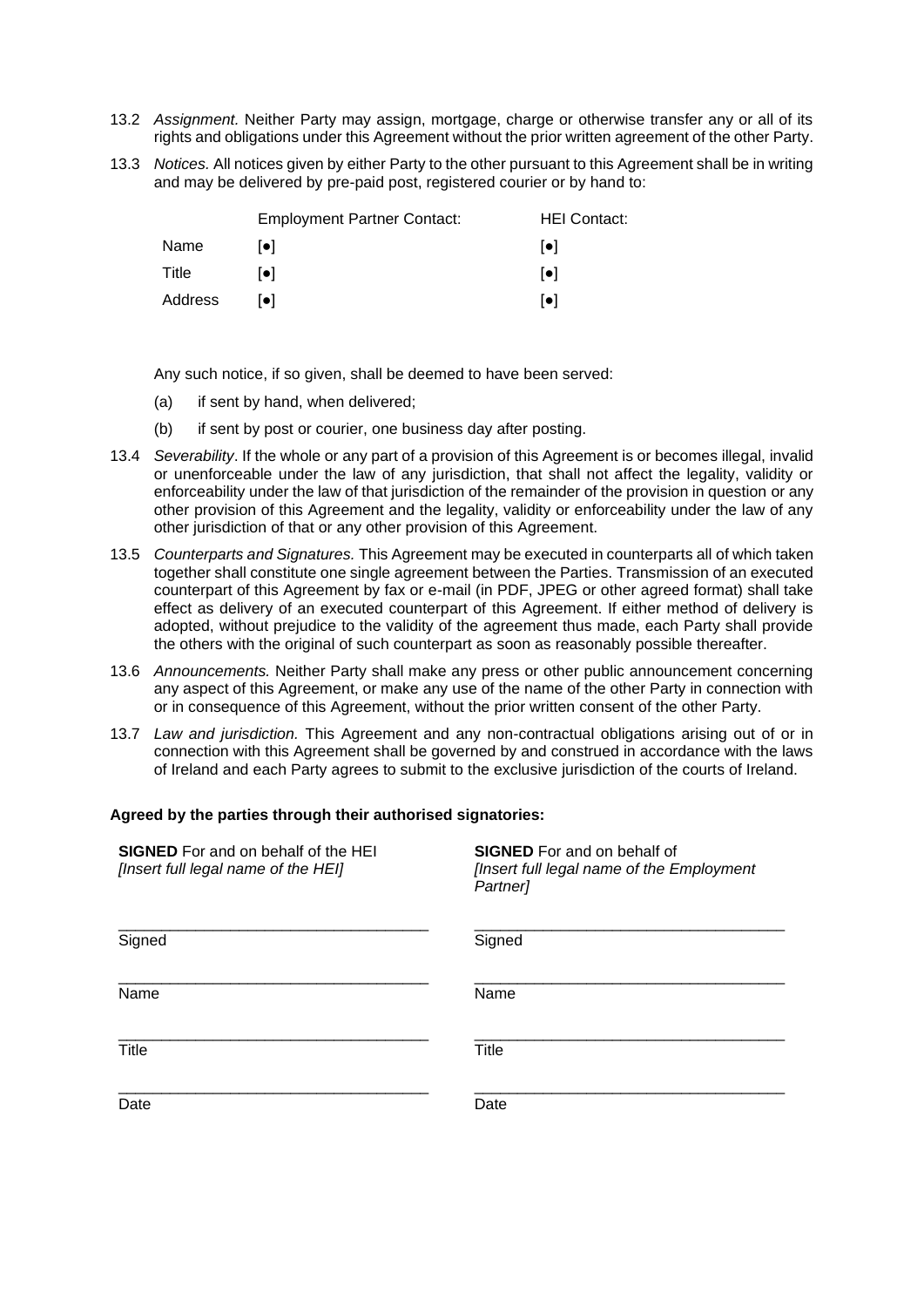13.2 *Assignment.* Neither Party may assign, mortgage, charge or otherwise transfer any or all of its rights and obligations under this Agreement without the prior written agreement of the other Party.

13.3 *Notices.* All notices given by either Party to the other pursuant to this Agreement shall be in writing and may be delivered by pre-paid post, registered courier or by hand to:

| | Employment Partner Contact: | HEI Contact: |
|---|---|---|
| Name | [●] | [●] |
| Title | [●] | [●] |
| Address | [●] | [●] |

Any such notice, if so given, shall be deemed to have been served:

(a) if sent by hand, when delivered;

(b) if sent by post or courier, one business day after posting.

13.4 *Severability*. If the whole or any part of a provision of this Agreement is or becomes illegal, invalid or unenforceable under the law of any jurisdiction, that shall not affect the legality, validity or enforceability under the law of that jurisdiction of the remainder of the provision in question or any other provision of this Agreement and the legality, validity or enforceability under the law of any other jurisdiction of that or any other provision of this Agreement.

13.5 *Counterparts and Signatures.* This Agreement may be executed in counterparts all of which taken together shall constitute one single agreement between the Parties. Transmission of an executed counterpart of this Agreement by fax or e-mail (in PDF, JPEG or other agreed format) shall take effect as delivery of an executed counterpart of this Agreement. If either method of delivery is adopted, without prejudice to the validity of the agreement thus made, each Party shall provide the others with the original of such counterpart as soon as reasonably possible thereafter.

13.6 *Announcements.* Neither Party shall make any press or other public announcement concerning any aspect of this Agreement, or make any use of the name of the other Party in connection with or in consequence of this Agreement, without the prior written consent of the other Party.

13.7 *Law and jurisdiction.* This Agreement and any non-contractual obligations arising out of or in connection with this Agreement shall be governed by and construed in accordance with the laws of Ireland and each Party agrees to submit to the exclusive jurisdiction of the courts of Ireland.

**Agreed by the parties through their authorised signatories:**

| **SIGNED** For and on behalf of the HEI *[Insert full legal name of the HEI]* | **SIGNED** For and on behalf of *[Insert full legal name of the Employment Partner]* |
|---|---|
| ___________________________________ Signed | ___________________________________ Signed |
| ___________________________________ Name | ___________________________________ Name |
| ___________________________________ Title | ___________________________________ Title |
| ___________________________________ Date | ___________________________________ Date |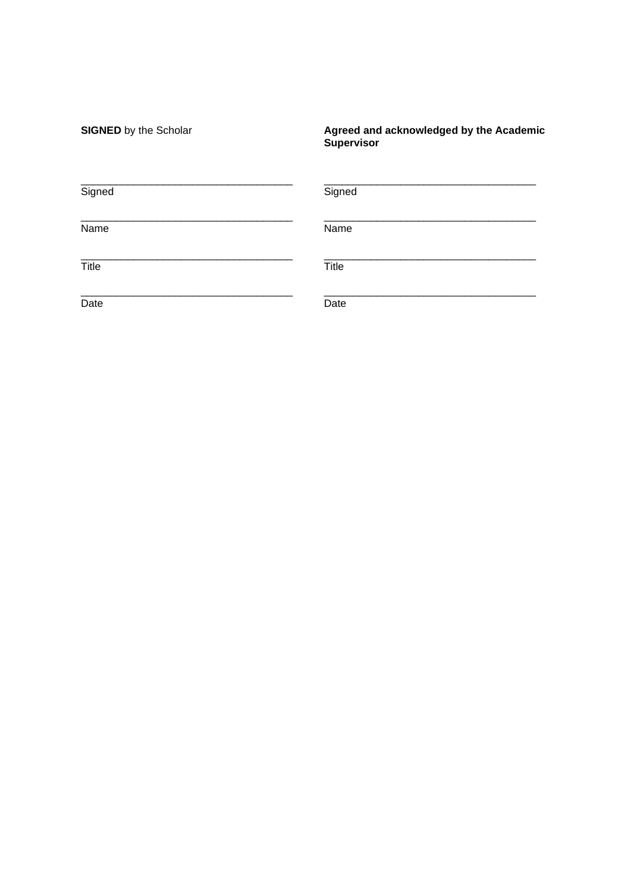| **SIGNED** by the Scholar | **Agreed and acknowledged by the Academic Supervisor** |
|---|---|
| ___________________________________ | ___________________________________ |
| Signed | Signed |
| ___________________________________ | ___________________________________ |
| Name | Name |
| ___________________________________ | ___________________________________ |
| Title | Title |
| ___________________________________ | ___________________________________ |
| Date | Date |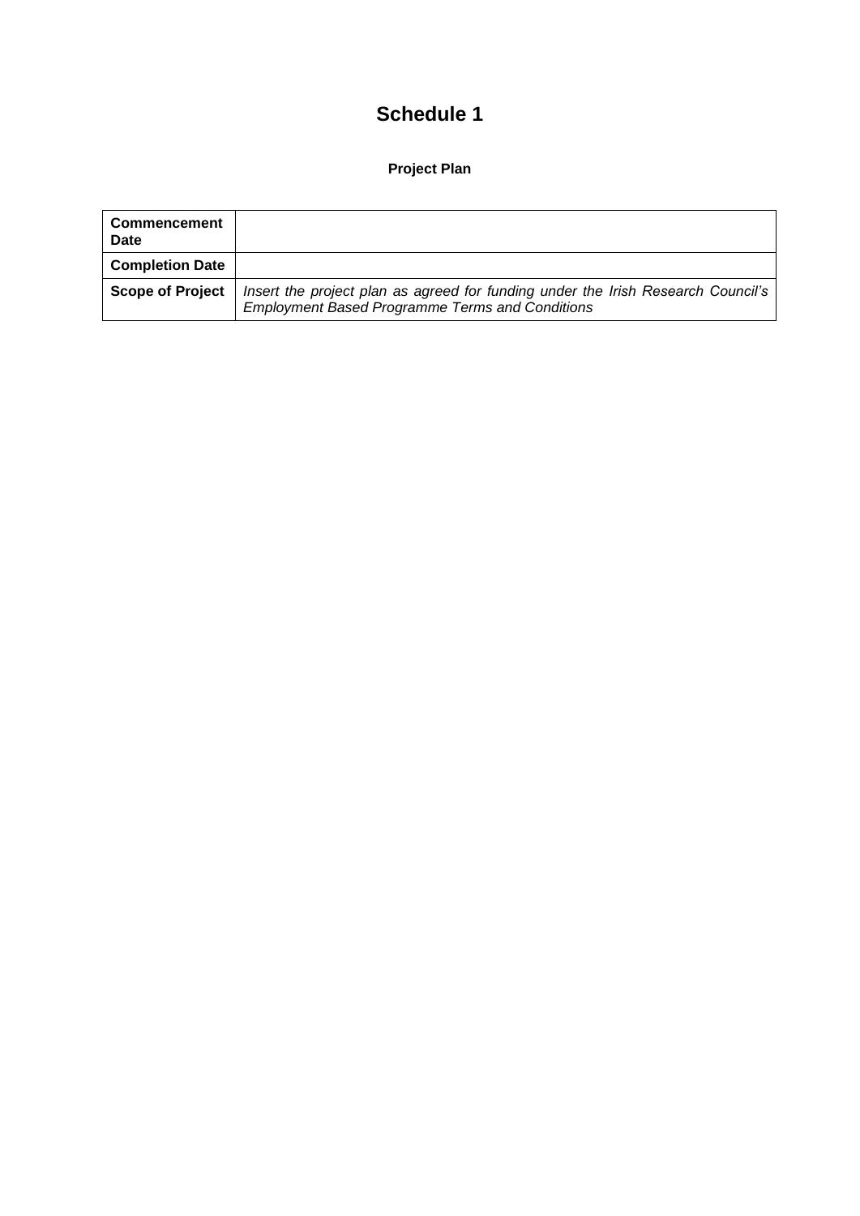# Schedule 1

**Project Plan**

| **Commencement Date** | |
|---|---|
| **Completion Date** | |
| **Scope of Project** | *Insert the project plan as agreed for funding under the Irish Research Council's Employment Based Programme Terms and Conditions* |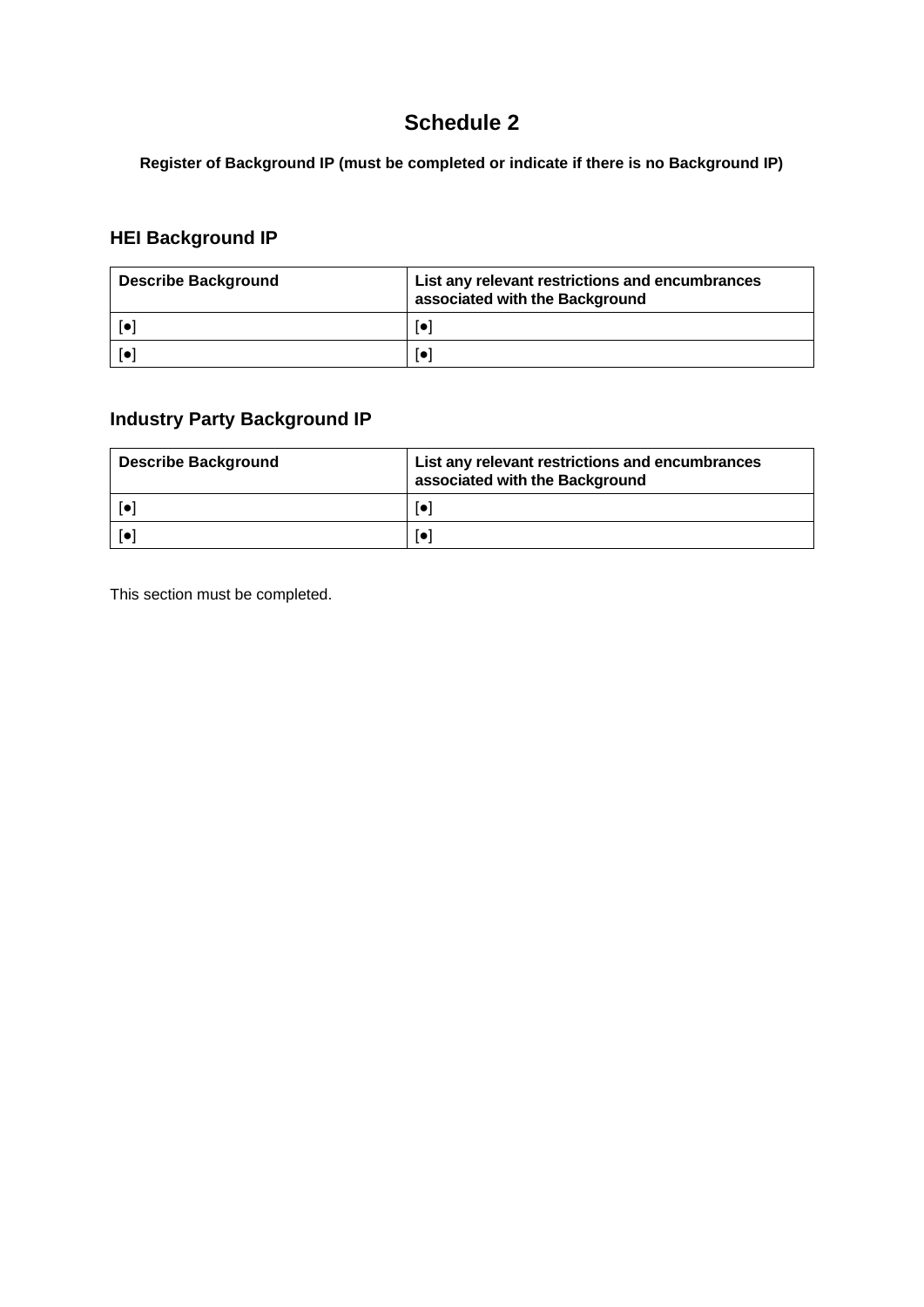# Schedule 2

**Register of Background IP (must be completed or indicate if there is no Background IP)**

## HEI Background IP

| Describe Background | List any relevant restrictions and encumbrances associated with the Background |
| --- | --- |
| [●] | [●] |
| [●] | [●] |

## Industry Party Background IP

| Describe Background | List any relevant restrictions and encumbrances associated with the Background |
| --- | --- |
| [●] | [●] |
| [●] | [●] |

This section must be completed.